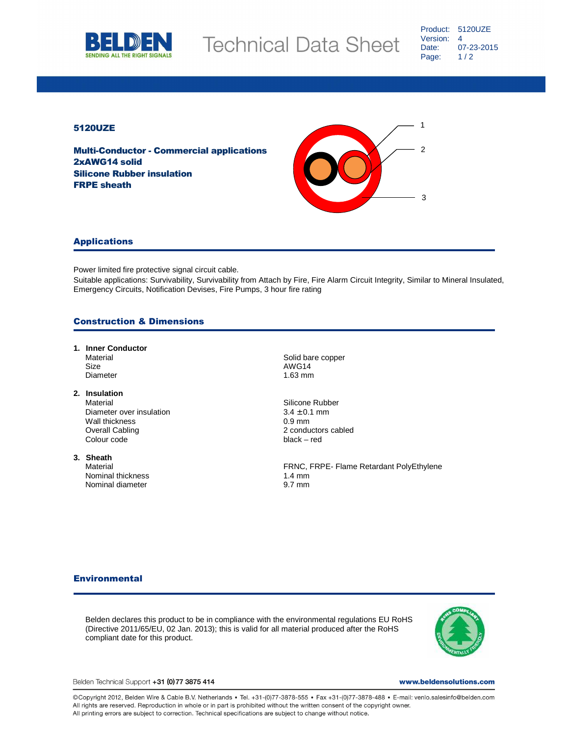# 5120UZE

**Multi-Conductor - Commercial applications**
**2xAWG14 solid**
**Silicone Rubber insulation**
**FRPE sheath**

## Applications

Power limited fire protective signal circuit cable.
Suitable applications: Survivability, Survivability from Attach by Fire, Fire Alarm Circuit Integrity, Similar to Mineral Insulated, Emergency Circuits, Notification Devises, Fire Pumps, 3 hour fire rating

## Construction & Dimensions

**1. Inner Conductor**

| | |
|---|---|
| Material | Solid bare copper |
| Size | AWG14 |
| Diameter | 1.63 mm |

**2. Insulation**

| | |
|---|---|
| Material | Silicone Rubber |
| Diameter over insulation | 3.4 ±0.1 mm |
| Wall thickness | 0.9 mm |
| Overall Cabling | 2 conductors cabled |
| Colour code | black – red |

**3. Sheath**

| | |
|---|---|
| Material | FRNC, FRPE- Flame Retardant PolyEthylene |
| Nominal thickness | 1.4 mm |
| Nominal diameter | 9.7 mm |

## Environmental

Belden declares this product to be in compliance with the environmental regulations EU RoHS (Directive 2011/65/EU, 02 Jan. 2013); this is valid for all material produced after the RoHS compliant date for this product.

Belden Technical Support **+31 (0)77 3875 414** **www.beldensolutions.com**

©Copyright 2012, Belden Wire & Cable B.V. Netherlands • Tel. +31-(0)77-3878-555 • Fax +31-(0)77-3878-488 • E-mail: venlo.salesinfo@belden.com
All rights are reserved. Reproduction in whole or in part is prohibited without the written consent of the copyright owner.
All printing errors are subject to correction. Technical specifications are subject to change without notice.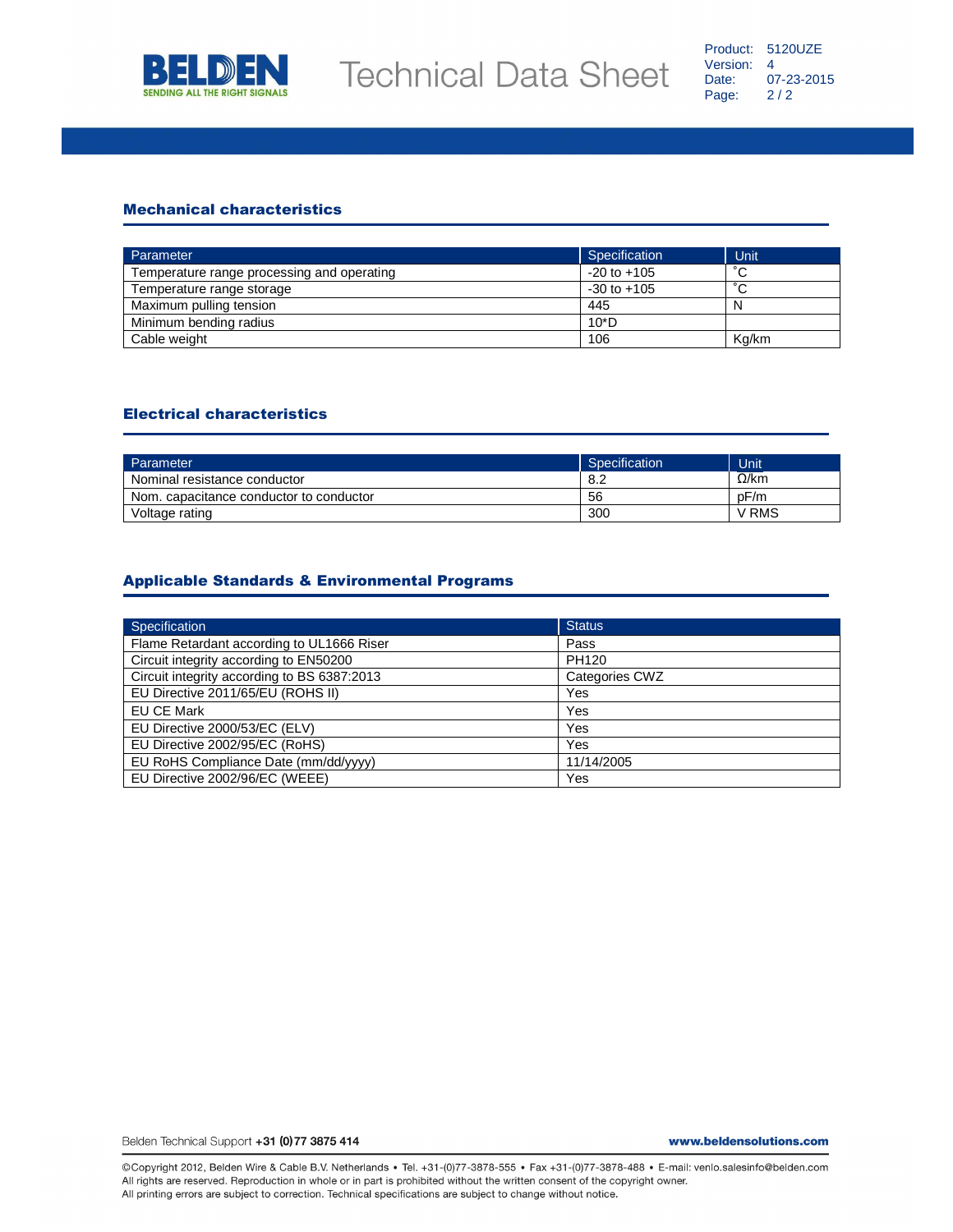## Mechanical characteristics

| Parameter | Specification | Unit |
|---|---|---|
| Temperature range processing and operating | -20 to +105 | °C |
| Temperature range storage | -30 to +105 | °C |
| Maximum pulling tension | 445 | N |
| Minimum bending radius | 10*D | |
| Cable weight | 106 | Kg/km |

## Electrical characteristics

| Parameter | Specification | Unit |
|---|---|---|
| Nominal resistance conductor | 8.2 | Ω/km |
| Nom. capacitance conductor to conductor | 56 | pF/m |
| Voltage rating | 300 | V RMS |

## Applicable Standards & Environmental Programs

| Specification | Status |
|---|---|
| Flame Retardant according to UL1666 Riser | Pass |
| Circuit integrity according to EN50200 | PH120 |
| Circuit integrity according to BS 6387:2013 | Categories CWZ |
| EU Directive 2011/65/EU (ROHS II) | Yes |
| EU CE Mark | Yes |
| EU Directive 2000/53/EC (ELV) | Yes |
| EU Directive 2002/95/EC (RoHS) | Yes |
| EU RoHS Compliance Date (mm/dd/yyyy) | 11/14/2005 |
| EU Directive 2002/96/EC (WEEE) | Yes |

Belden Technical Support **+31 (0)77 3875 414** **www.beldensolutions.com**

©Copyright 2012, Belden Wire & Cable B.V. Netherlands • Tel. +31-(0)77-3878-555 • Fax +31-(0)77-3878-488 • E-mail: venlo.salesinfo@belden.com
All rights are reserved. Reproduction in whole or in part is prohibited without the written consent of the copyright owner.
All printing errors are subject to correction. Technical specifications are subject to change without notice.